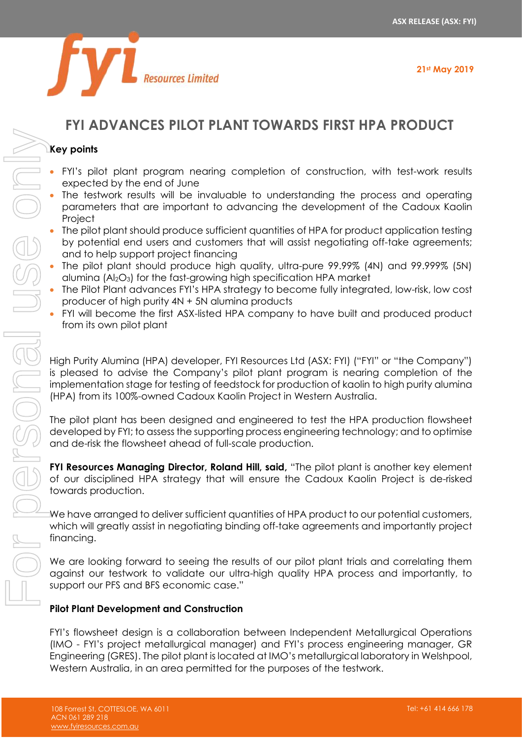ASX RELEASE (ASX: FYI)

21st May 2019

# FYI ADVANCES PILOT PLANT TOWARDS FIRST HPA PRODUCT

**Key points**

- FYI's pilot plant program nearing completion of construction, with test-work results expected by the end of June
- The testwork results will be invaluable to understanding the process and operating parameters that are important to advancing the development of the Cadoux Kaolin Project
- The pilot plant should produce sufficient quantities of HPA for product application testing by potential end users and customers that will assist negotiating off-take agreements; and to help support project financing
- The pilot plant should produce high quality, ultra-pure 99.99% (4N) and 99.999% (5N) alumina ($Al_2O_3$) for the fast-growing high specification HPA market
- The Pilot Plant advances FYI's HPA strategy to become fully integrated, low-risk, low cost producer of high purity 4N + 5N alumina products
- FYI will become the first ASX-listed HPA company to have built and produced product from its own pilot plant

High Purity Alumina (HPA) developer, FYI Resources Ltd (ASX: FYI) ("FYI" or "the Company") is pleased to advise the Company's pilot plant program is nearing completion of the implementation stage for testing of feedstock for production of kaolin to high purity alumina (HPA) from its 100%-owned Cadoux Kaolin Project in Western Australia.

The pilot plant has been designed and engineered to test the HPA production flowsheet developed by FYI; to assess the supporting process engineering technology; and to optimise and de-risk the flowsheet ahead of full-scale production.

**FYI Resources Managing Director, Roland Hill, said,** "The pilot plant is another key element of our disciplined HPA strategy that will ensure the Cadoux Kaolin Project is de-risked towards production.

We have arranged to deliver sufficient quantities of HPA product to our potential customers, which will greatly assist in negotiating binding off-take agreements and importantly project financing.

We are looking forward to seeing the results of our pilot plant trials and correlating them against our testwork to validate our ultra-high quality HPA process and importantly, to support our PFS and BFS economic case."

**Pilot Plant Development and Construction**

FYI's flowsheet design is a collaboration between Independent Metallurgical Operations (IMO - FYI's project metallurgical manager) and FYI's process engineering manager, GR Engineering (GRES). The pilot plant is located at IMO's metallurgical laboratory in Welshpool, Western Australia, in an area permitted for the purposes of the testwork.

108 Forrest St, COTTESLOE, WA 6011
ACN 061 289 218
www.fyiresources.com.au

Tel: +61 414 666 178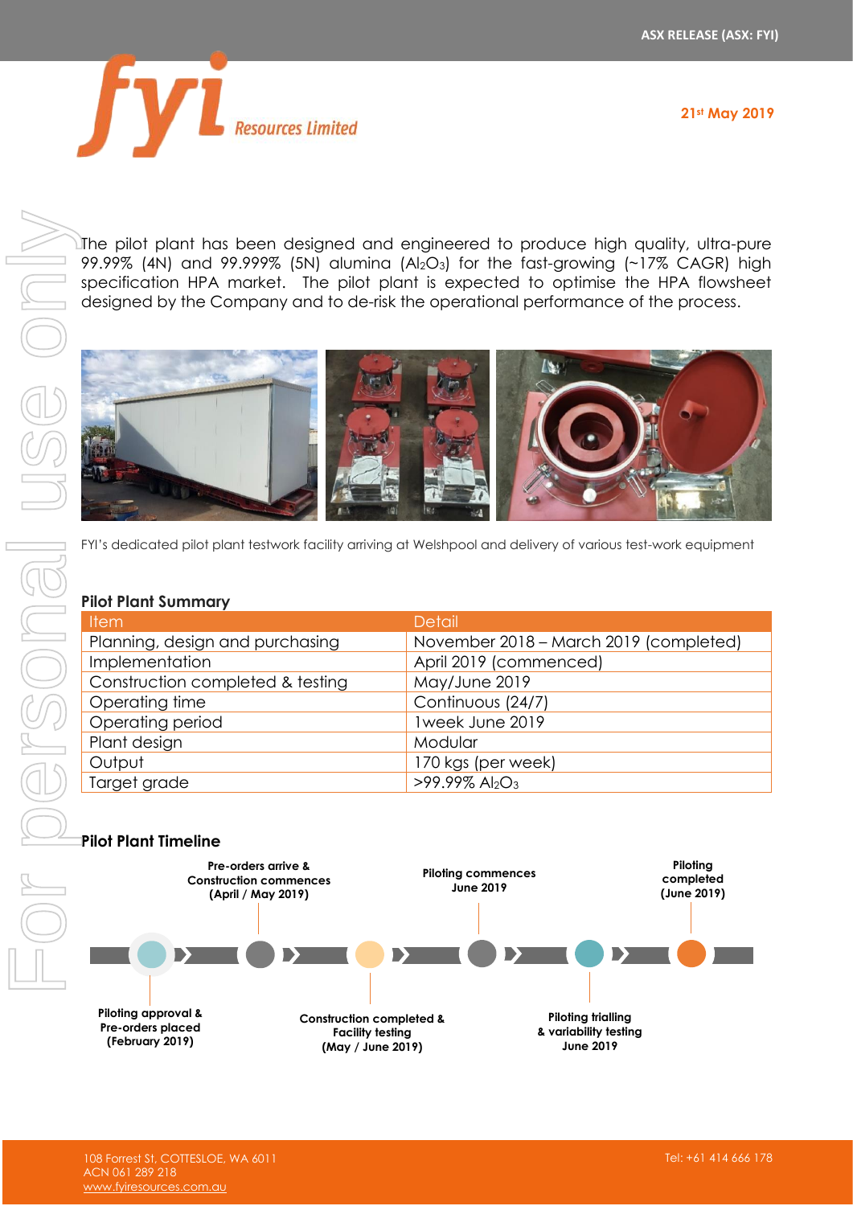The pilot plant has been designed and engineered to produce high quality, ultra-pure 99.99% (4N) and 99.999% (5N) alumina ($Al_2O_3$) for the fast-growing (~17% CAGR) high specification HPA market. The pilot plant is expected to optimise the HPA flowsheet designed by the Company and to de-risk the operational performance of the process.

FYI's dedicated pilot plant testwork facility arriving at Welshpool and delivery of various test-work equipment

**Pilot Plant Summary**

| Item | Detail |
|---|---|
| Planning, design and purchasing | November 2018 – March 2019 (completed) |
| Implementation | April 2019 (commenced) |
| Construction completed & testing | May/June 2019 |
| Operating time | Continuous (24/7) |
| Operating period | 1week June 2019 |
| Plant design | Modular |
| Output | 170 kgs (per week) |
| Target grade | >99.99% $Al_2O_3$ |

**Pilot Plant Timeline**

- **Piloting approval & Pre-orders placed (February 2019)**
- **Pre-orders arrive & Construction commences (April / May 2019)**
- **Construction completed & Facility testing (May / June 2019)**
- **Piloting commences June 2019**
- **Piloting trialling & variability testing June 2019**
- **Piloting completed (June 2019)**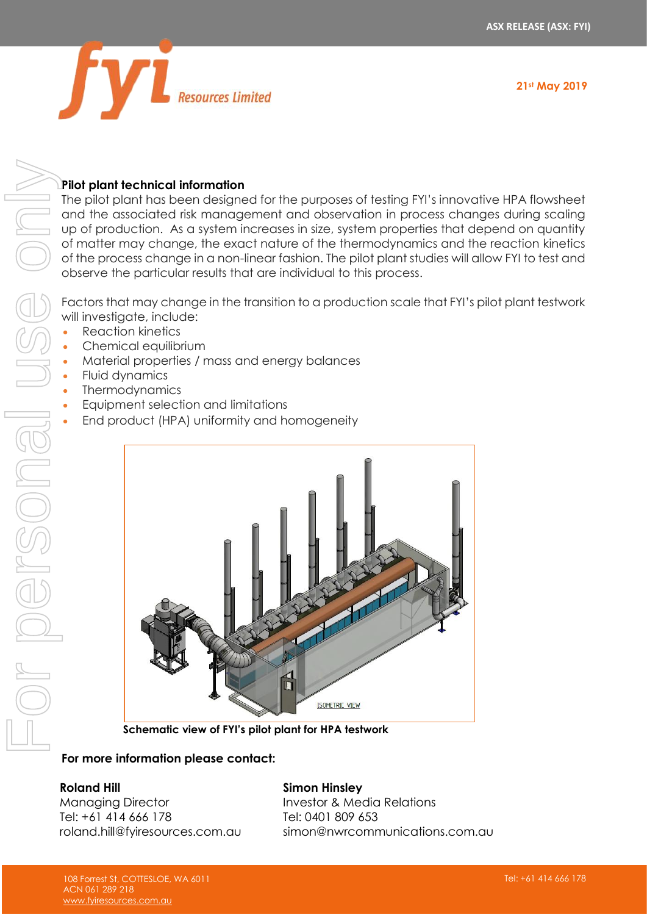## Pilot plant technical information

The pilot plant has been designed for the purposes of testing FYI's innovative HPA flowsheet and the associated risk management and observation in process changes during scaling up of production. As a system increases in size, system properties that depend on quantity of matter may change, the exact nature of the thermodynamics and the reaction kinetics of the process change in a non-linear fashion. The pilot plant studies will allow FYI to test and observe the particular results that are individual to this process.

Factors that may change in the transition to a production scale that FYI's pilot plant testwork will investigate, include:

- Reaction kinetics
- Chemical equilibrium
- Material properties / mass and energy balances
- Fluid dynamics
- Thermodynamics
- Equipment selection and limitations
- End product (HPA) uniformity and homogeneity

**Schematic view of FYI's pilot plant for HPA testwork**

**For more information please contact:**

**Roland Hill**
Managing Director
Tel: +61 414 666 178
roland.hill@fyiresources.com.au

**Simon Hinsley**
Investor & Media Relations
Tel: 0401 809 653
simon@nwrcommunications.com.au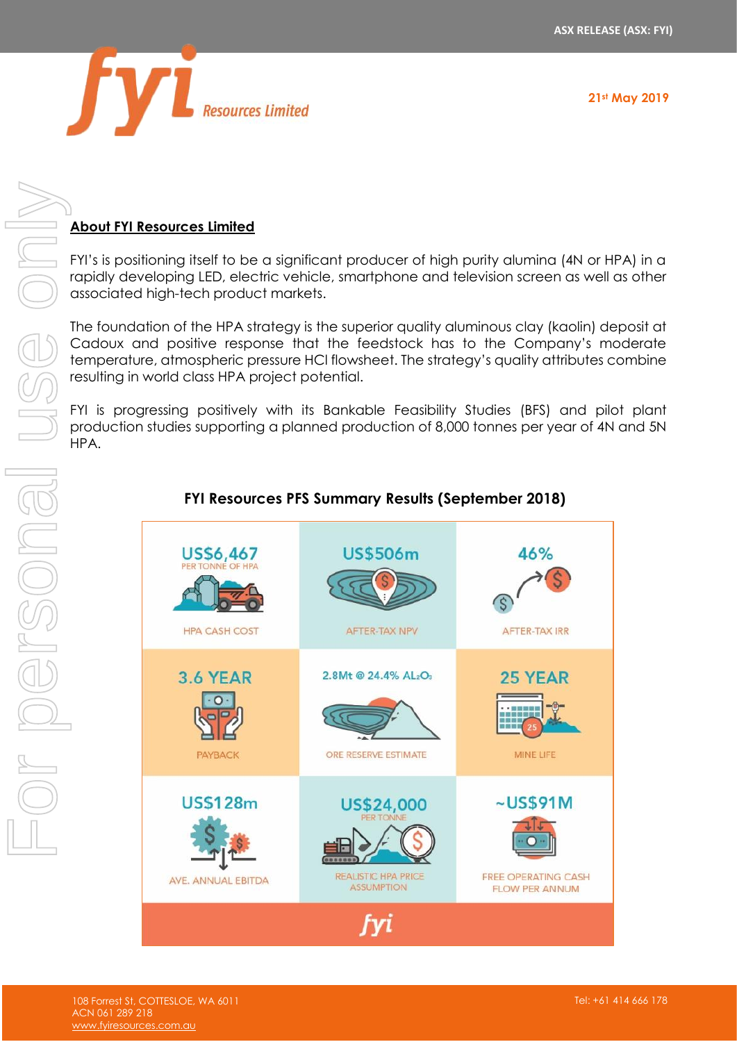## About FYI Resources Limited

FYI's is positioning itself to be a significant producer of high purity alumina (4N or HPA) in a rapidly developing LED, electric vehicle, smartphone and television screen as well as other associated high-tech product markets.

The foundation of the HPA strategy is the superior quality aluminous clay (kaolin) deposit at Cadoux and positive response that the feedstock has to the Company's moderate temperature, atmospheric pressure HCl flowsheet. The strategy's quality attributes combine resulting in world class HPA project potential.

FYI is progressing positively with its Bankable Feasibility Studies (BFS) and pilot plant production studies supporting a planned production of 8,000 tonnes per year of 4N and 5N HPA.

### FYI Resources PFS Summary Results (September 2018)

| | | |
|---|---|---|
| US$6,467 PER TONNE OF HPA<br>HPA CASH COST | US$506m<br>AFTER-TAX NPV | 46%<br>AFTER-TAX IRR |
| 3.6 YEAR<br>PAYBACK | 2.8Mt @ 24.4% $Al_2O_3$<br>ORE RESERVE ESTIMATE | 25 YEAR<br>MINE LIFE |
| US$128m<br>AVE. ANNUAL EBITDA | US$24,000 PER TONNE<br>REALISTIC HPA PRICE ASSUMPTION | ~US$91M<br>FREE OPERATING CASH FLOW PER ANNUM |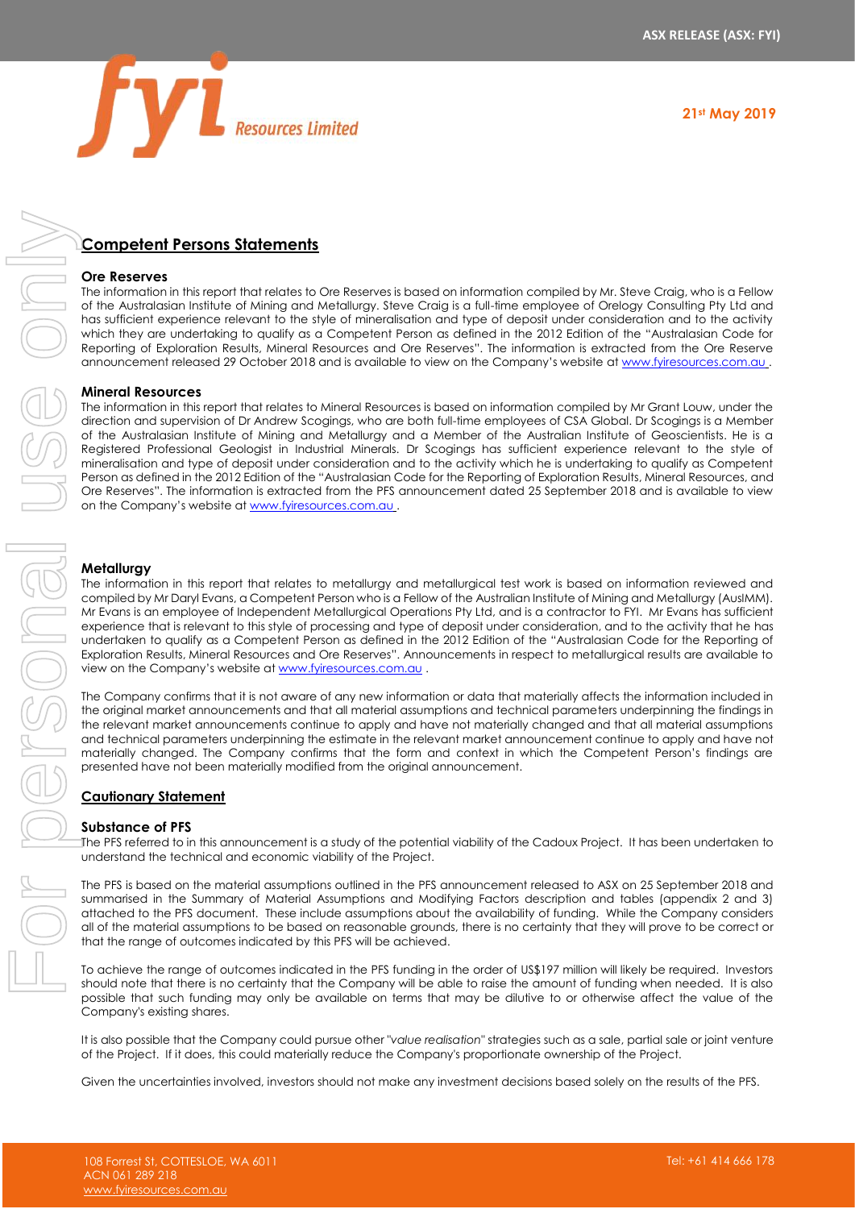## Competent Persons Statements

### Ore Reserves

The information in this report that relates to Ore Reserves is based on information compiled by Mr. Steve Craig, who is a Fellow of the Australasian Institute of Mining and Metallurgy. Steve Craig is a full-time employee of Orelogy Consulting Pty Ltd and has sufficient experience relevant to the style of mineralisation and type of deposit under consideration and to the activity which they are undertaking to qualify as a Competent Person as defined in the 2012 Edition of the "Australasian Code for Reporting of Exploration Results, Mineral Resources and Ore Reserves". The information is extracted from the Ore Reserve announcement released 29 October 2018 and is available to view on the Company's website at www.fyiresources.com.au .

### Mineral Resources

The information in this report that relates to Mineral Resources is based on information compiled by Mr Grant Louw, under the direction and supervision of Dr Andrew Scogings, who are both full-time employees of CSA Global. Dr Scogings is a Member of the Australian Institute of Mining and Metallurgy and a Member of the Australian Institute of Geoscientists. He is a Registered Professional Geologist in Industrial Minerals. Dr Scogings has sufficient experience relevant to the style of mineralisation and type of deposit under consideration and to the activity which he is undertaking to qualify as Competent Person as defined in the 2012 Edition of the "Australasian Code for the Reporting of Exploration Results, Mineral Resources, and Ore Reserves". The information is extracted from the PFS announcement dated 25 September 2018 and is available to view on the Company's website at www.fyiresources.com.au .

### Metallurgy

The information in this report that relates to metallurgy and metallurgical test work is based on information reviewed and compiled by Mr Daryl Evans, a Competent Person who is a Fellow of the Australian Institute of Mining and Metallurgy (AusIMM). Mr Evans is an employee of Independent Metallurgical Operations Pty Ltd, and is a contractor to FYI. Mr Evans has sufficient experience that is relevant to this style of processing and type of deposit under consideration, and to the activity that he has undertaken to qualify as a Competent Person as defined in the 2012 Edition of the "Australasian Code for the Reporting of Exploration Results, Mineral Resources and Ore Reserves". Announcements in respect to metallurgical results are available to view on the Company's website at www.fyiresources.com.au .

The Company confirms that it is not aware of any new information or data that materially affects the information included in the original market announcements and that all material assumptions and technical parameters underpinning the findings in the relevant market announcements continue to apply and have not materially changed and that all material assumptions and technical parameters underpinning the estimate in the relevant market announcement continue to apply and have not materially changed. The Company confirms that the form and context in which the Competent Person's findings are presented have not been materially modified from the original announcement.

## Cautionary Statement

### Substance of PFS

The PFS referred to in this announcement is a study of the potential viability of the Cadoux Project. It has been undertaken to understand the technical and economic viability of the Project.

The PFS is based on the material assumptions outlined in the PFS announcement released to ASX on 25 September 2018 and summarised in the Summary of Material Assumptions and Modifying Factors description and tables (appendix 2 and 3) attached to the PFS document. These include assumptions about the availability of funding. While the Company considers all of the material assumptions to be based on reasonable grounds, there is no certainty that they will prove to be correct or that the range of outcomes indicated by this PFS will be achieved.

To achieve the range of outcomes indicated in the PFS funding in the order of US$197 million will likely be required. Investors should note that there is no certainty that the Company will be able to raise the amount of funding when needed. It is also possible that such funding may only be available on terms that may be dilutive to or otherwise affect the value of the Company's existing shares.

It is also possible that the Company could pursue other "*value realisation*" strategies such as a sale, partial sale or joint venture of the Project. If it does, this could materially reduce the Company's proportionate ownership of the Project.

Given the uncertainties involved, investors should not make any investment decisions based solely on the results of the PFS.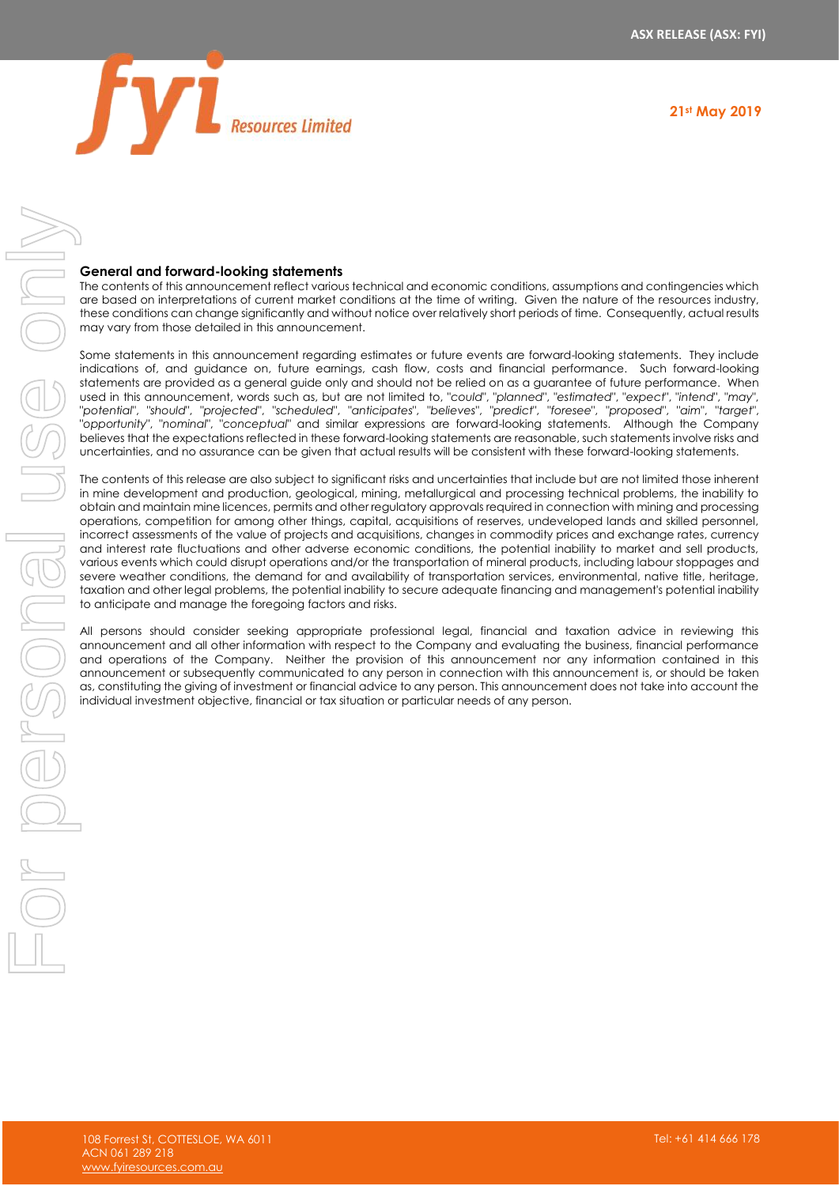## General and forward-looking statements

The contents of this announcement reflect various technical and economic conditions, assumptions and contingencies which are based on interpretations of current market conditions at the time of writing. Given the nature of the resources industry, these conditions can change significantly and without notice over relatively short periods of time. Consequently, actual results may vary from those detailed in this announcement.

Some statements in this announcement regarding estimates or future events are forward-looking statements. They include indications of, and guidance on, future earnings, cash flow, costs and financial performance. Such forward-looking statements are provided as a general guide only and should not be relied on as a guarantee of future performance. When used in this announcement, words such as, but are not limited to, "*could*", "*planned*", "*estimated*", "*expect*", "*intend*", "*may*", "*potential*", "*should*", "*projected*", "*scheduled*", "*anticipates*", "*believes*", "*predict*", "*foresee*", "*proposed*", "*aim*", "*target*", "*opportunity*", "*nominal*", "*conceptual*" and similar expressions are forward-looking statements. Although the Company believes that the expectations reflected in these forward-looking statements are reasonable, such statements involve risks and uncertainties, and no assurance can be given that actual results will be consistent with these forward-looking statements.

The contents of this release are also subject to significant risks and uncertainties that include but are not limited those inherent in mine development and production, geological, mining, metallurgical and processing technical problems, the inability to obtain and maintain mine licences, permits and other regulatory approvals required in connection with mining and processing operations, competition for among other things, capital, acquisitions of reserves, undeveloped lands and skilled personnel, incorrect assessments of the value of projects and acquisitions, changes in commodity prices and exchange rates, currency and interest rate fluctuations and other adverse economic conditions, the potential inability to market and sell products, various events which could disrupt operations and/or the transportation of mineral products, including labour stoppages and severe weather conditions, the demand for and availability of transportation services, environmental, native title, heritage, taxation and other legal problems, the potential inability to secure adequate financing and management's potential inability to anticipate and manage the foregoing factors and risks.

All persons should consider seeking appropriate professional legal, financial and taxation advice in reviewing this announcement and all other information with respect to the Company and evaluating the business, financial performance and operations of the Company. Neither the provision of this announcement nor any information contained in this announcement or subsequently communicated to any person in connection with this announcement is, or should be taken as, constituting the giving of investment or financial advice to any person. This announcement does not take into account the individual investment objective, financial or tax situation or particular needs of any person.